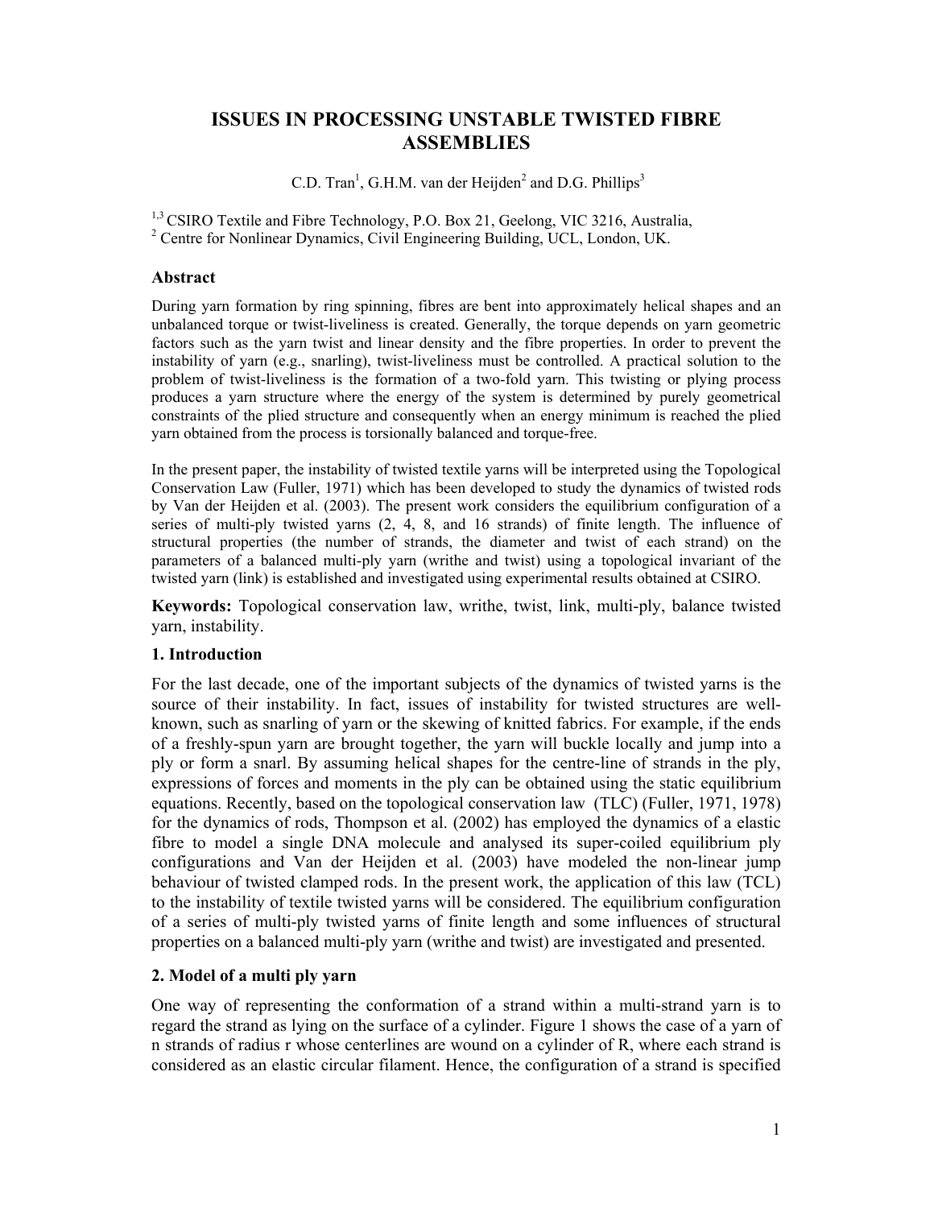# ISSUES IN PROCESSING UNSTABLE TWISTED FIBRE ASSEMBLIES

C.D. Tran[1], G.H.M. van der Heijden[2] and D.G. Phillips[3]

[1,3] CSIRO Textile and Fibre Technology, P.O. Box 21, Geelong, VIC 3216, Australia,
[2] Centre for Nonlinear Dynamics, Civil Engineering Building, UCL, London, UK.

## Abstract

During yarn formation by ring spinning, fibres are bent into approximately helical shapes and an unbalanced torque or twist-liveliness is created. Generally, the torque depends on yarn geometric factors such as the yarn twist and linear density and the fibre properties. In order to prevent the instability of yarn (e.g., snarling), twist-liveliness must be controlled. A practical solution to the problem of twist-liveliness is the formation of a two-fold yarn. This twisting or plying process produces a yarn structure where the energy of the system is determined by purely geometrical constraints of the plied structure and consequently when an energy minimum is reached the plied yarn obtained from the process is torsionally balanced and torque-free.

In the present paper, the instability of twisted textile yarns will be interpreted using the Topological Conservation Law (Fuller, 1971) which has been developed to study the dynamics of twisted rods by Van der Heijden et al. (2003). The present work considers the equilibrium configuration of a series of multi-ply twisted yarns (2, 4, 8, and 16 strands) of finite length. The influence of structural properties (the number of strands, the diameter and twist of each strand) on the parameters of a balanced multi-ply yarn (writhe and twist) using a topological invariant of the twisted yarn (link) is established and investigated using experimental results obtained at CSIRO.

**Keywords:** Topological conservation law, writhe, twist, link, multi-ply, balance twisted yarn, instability.

## 1. Introduction

For the last decade, one of the important subjects of the dynamics of twisted yarns is the source of their instability. In fact, issues of instability for twisted structures are well-known, such as snarling of yarn or the skewing of knitted fabrics. For example, if the ends of a freshly-spun yarn are brought together, the yarn will buckle locally and jump into a ply or form a snarl. By assuming helical shapes for the centre-line of strands in the ply, expressions of forces and moments in the ply can be obtained using the static equilibrium equations. Recently, based on the topological conservation law (TLC) (Fuller, 1971, 1978) for the dynamics of rods, Thompson et al. (2002) has employed the dynamics of a elastic fibre to model a single DNA molecule and analysed its super-coiled equilibrium ply configurations and Van der Heijden et al. (2003) have modeled the non-linear jump behaviour of twisted clamped rods. In the present work, the application of this law (TCL) to the instability of textile twisted yarns will be considered. The equilibrium configuration of a series of multi-ply twisted yarns of finite length and some influences of structural properties on a balanced multi-ply yarn (writhe and twist) are investigated and presented.

## 2. Model of a multi ply yarn

One way of representing the conformation of a strand within a multi-strand yarn is to regard the strand as lying on the surface of a cylinder. Figure 1 shows the case of a yarn of n strands of radius r whose centerlines are wound on a cylinder of R, where each strand is considered as an elastic circular filament. Hence, the configuration of a strand is specified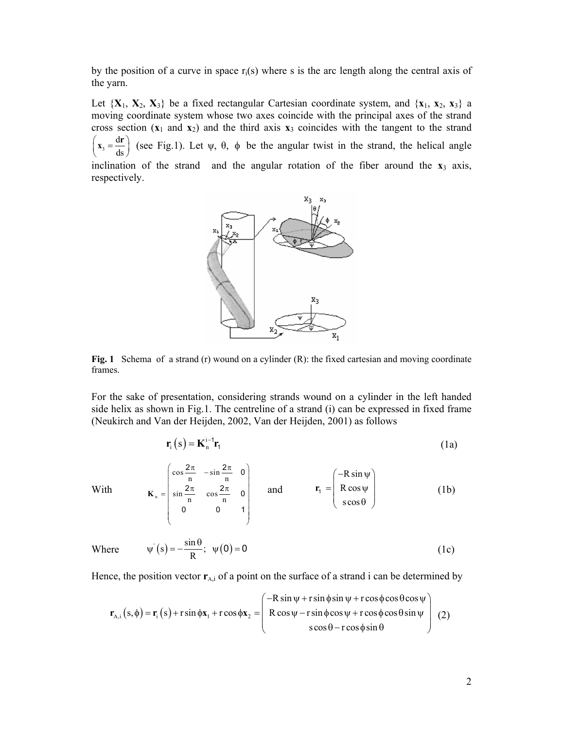by the position of a curve in space $r_i(s)$ where s is the arc length along the central axis of the yarn.

Let $\{\mathbf{X}_1, \mathbf{X}_2, \mathbf{X}_3\}$ be a fixed rectangular Cartesian coordinate system, and $\{\mathbf{x}_1, \mathbf{x}_2, \mathbf{x}_3\}$ a moving coordinate system whose two axes coincide with the principal axes of the strand cross section ($\mathbf{x}_1$ and $\mathbf{x}_2$) and the third axis $\mathbf{x}_3$ coincides with the tangent to the strand $\left(\mathbf{x}_3 = \frac{d\mathbf{r}}{ds}\right)$ (see Fig.1). Let $\psi$, $\theta$, $\phi$ be the angular twist in the strand, the helical angle inclination of the strand and the angular rotation of the fiber around the $\mathbf{x}_3$ axis, respectively.

**Fig. 1** Schema of a strand (r) wound on a cylinder (R): the fixed cartesian and moving coordinate frames.

For the sake of presentation, considering strands wound on a cylinder in the left handed side helix as shown in Fig.1. The centreline of a strand (i) can be expressed in fixed frame (Neukirch and Van der Heijden, 2002, Van der Heijden, 2001) as follows

$$\mathbf{r}_i(s) = \mathbf{K}_n^{i-1}\mathbf{r}_1 \tag{1a}$$

With
$$\mathbf{K}_n = \begin{pmatrix} \cos\frac{2\pi}{n} & -\sin\frac{2\pi}{n} & 0 \\ \sin\frac{2\pi}{n} & \cos\frac{2\pi}{n} & 0 \\ 0 & 0 & 1 \end{pmatrix} \quad \text{and} \quad \mathbf{r}_1 = \begin{pmatrix} -R\sin\psi \\ R\cos\psi \\ s\cos\theta \end{pmatrix} \tag{1b}$$

Where
$$\psi'(s) = -\frac{\sin\theta}{R}; \quad \psi(0) = 0 \tag{1c}$$

Hence, the position vector $\mathbf{r}_{A,i}$ of a point on the surface of a strand i can be determined by

$$\mathbf{r}_{A,i}(s,\phi) = \mathbf{r}_i(s) + r\sin\phi\mathbf{x}_1 + r\cos\phi\mathbf{x}_2 = \begin{pmatrix} -R\sin\psi + r\sin\phi\sin\psi + r\cos\phi\cos\theta\cos\psi \\ R\cos\psi - r\sin\phi\cos\psi + r\cos\phi\cos\theta\sin\psi \\ s\cos\theta - r\cos\phi\sin\theta \end{pmatrix} \tag{2}$$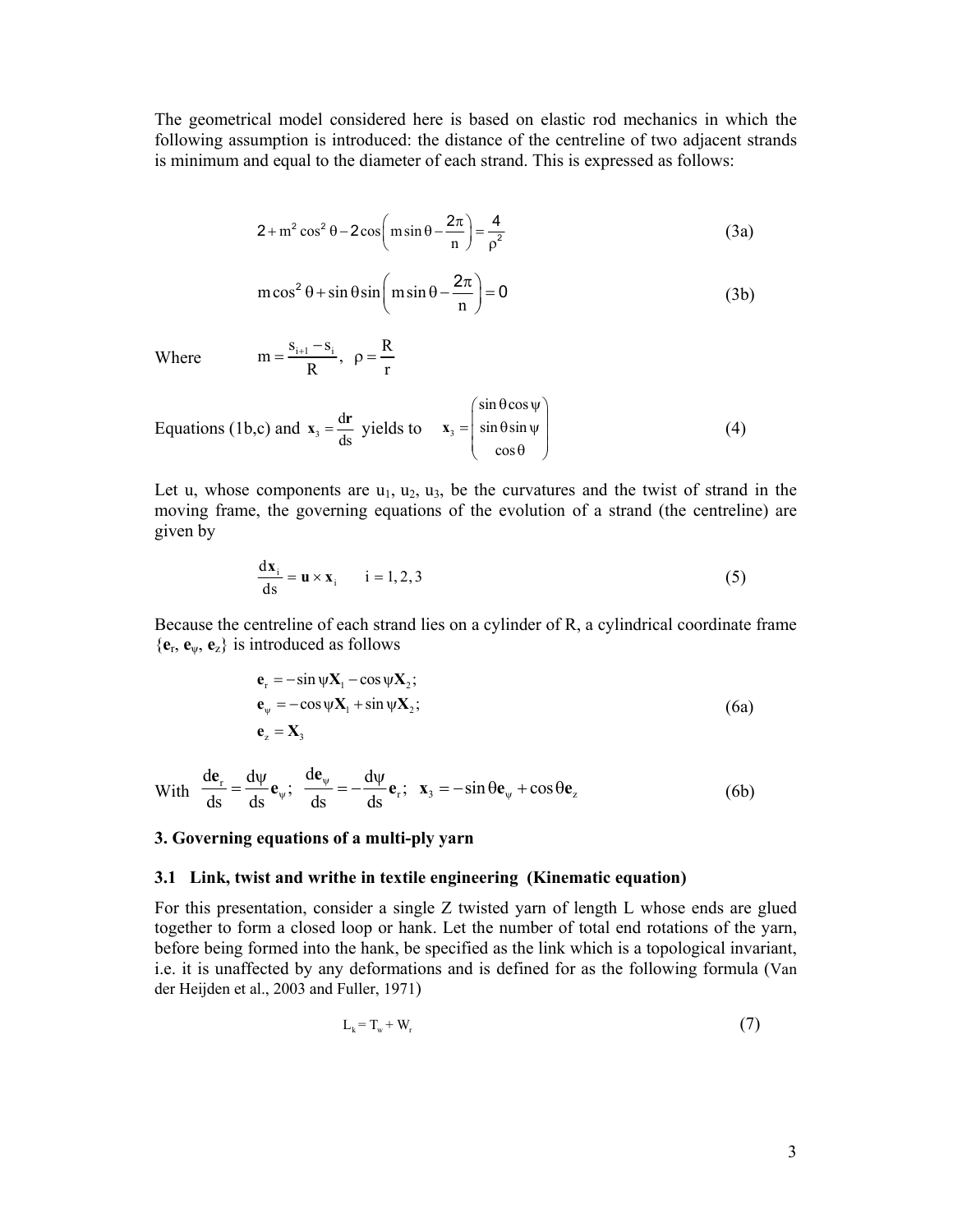The geometrical model considered here is based on elastic rod mechanics in which the following assumption is introduced: the distance of the centreline of two adjacent strands is minimum and equal to the diameter of each strand. This is expressed as follows:

$$2 + m^2 \cos^2\theta - 2\cos\left(m\sin\theta - \frac{2\pi}{n}\right) = \frac{4}{\rho^2} \tag{3a}$$

$$m\cos^2\theta + \sin\theta\sin\left(m\sin\theta - \frac{2\pi}{n}\right) = 0 \tag{3b}$$

Where $\quad m = \dfrac{s_{i+1} - s_i}{R}, \quad \rho = \dfrac{R}{r}$

Equations (1b,c) and $\mathbf{x}_3 = \dfrac{d\mathbf{r}}{ds}$ yields to $\quad \mathbf{x}_3 = \begin{pmatrix} \sin\theta\cos\psi \\ \sin\theta\sin\psi \\ \cos\theta \end{pmatrix} \qquad (4)$

Let u, whose components are $u_1$, $u_2$, $u_3$, be the curvatures and the twist of strand in the moving frame, the governing equations of the evolution of a strand (the centreline) are given by

$$\frac{d\mathbf{x}_i}{ds} = \mathbf{u} \times \mathbf{x}_i \qquad i = 1, 2, 3 \tag{5}$$

Because the centreline of each strand lies on a cylinder of R, a cylindrical coordinate frame $\{\mathbf{e}_r, \mathbf{e}_\psi, \mathbf{e}_z\}$ is introduced as follows

$$\begin{aligned} \mathbf{e}_r &= -\sin\psi\mathbf{X}_1 - \cos\psi\mathbf{X}_2; \\ \mathbf{e}_\psi &= -\cos\psi\mathbf{X}_1 + \sin\psi\mathbf{X}_2; \\ \mathbf{e}_z &= \mathbf{X}_3 \end{aligned} \tag{6a}$$

With $\quad \dfrac{d\mathbf{e}_r}{ds} = \dfrac{d\psi}{ds}\mathbf{e}_\psi; \quad \dfrac{d\mathbf{e}_\psi}{ds} = -\dfrac{d\psi}{ds}\mathbf{e}_r; \quad \mathbf{x}_3 = -\sin\theta\mathbf{e}_\psi + \cos\theta\mathbf{e}_z \qquad (6b)$

## 3. Governing equations of a multi-ply yarn

### 3.1 Link, twist and writhe in textile engineering (Kinematic equation)

For this presentation, consider a single Z twisted yarn of length L whose ends are glued together to form a closed loop or hank. Let the number of total end rotations of the yarn, before being formed into the hank, be specified as the link which is a topological invariant, i.e. it is unaffected by any deformations and is defined for as the following formula (Van der Heijden et al., 2003 and Fuller, 1971)

$$L_k = T_w + W_r \tag{7}$$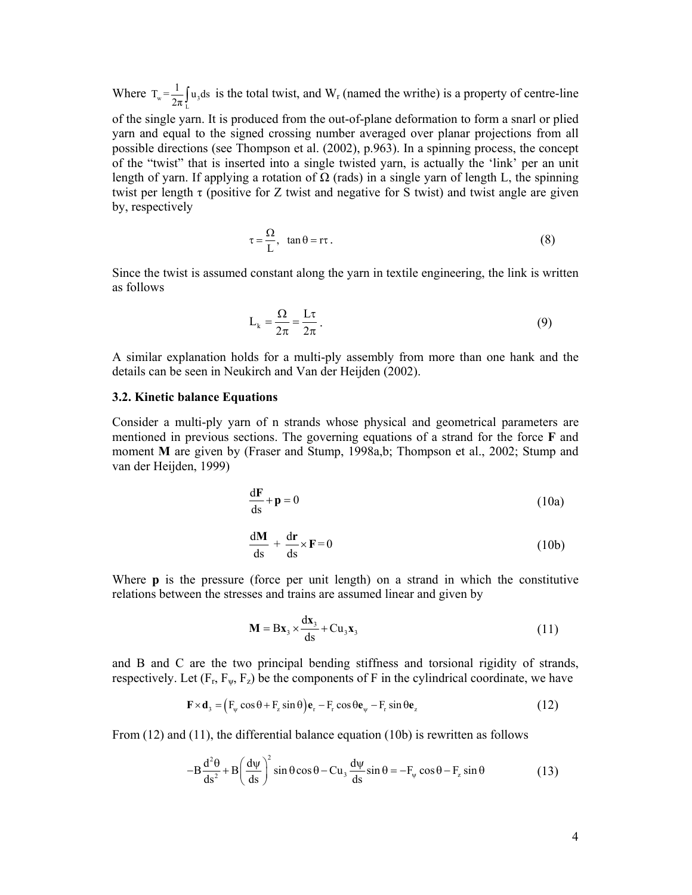Where $T_w = \frac{1}{2\pi}\int_L u_3 ds$ is the total twist, and $W_r$ (named the writhe) is a property of centre-line of the single yarn. It is produced from the out-of-plane deformation to form a snarl or plied yarn and equal to the signed crossing number averaged over planar projections from all possible directions (see Thompson et al. (2002), p.963). In a spinning process, the concept of the "twist" that is inserted into a single twisted yarn, is actually the 'link' per an unit length of yarn. If applying a rotation of $\Omega$ (rads) in a single yarn of length L, the spinning twist per length $\tau$ (positive for Z twist and negative for S twist) and twist angle are given by, respectively

$$\tau = \frac{\Omega}{L}, \quad \tan\theta = r\tau . \tag{8}$$

Since the twist is assumed constant along the yarn in textile engineering, the link is written as follows

$$L_k = \frac{\Omega}{2\pi} = \frac{L\tau}{2\pi} . \tag{9}$$

A similar explanation holds for a multi-ply assembly from more than one hank and the details can be seen in Neukirch and Van der Heijden (2002).

### 3.2. Kinetic balance Equations

Consider a multi-ply yarn of n strands whose physical and geometrical parameters are mentioned in previous sections. The governing equations of a strand for the force **F** and moment **M** are given by (Fraser and Stump, 1998a,b; Thompson et al., 2002; Stump and van der Heijden, 1999)

$$\frac{d\mathbf{F}}{ds} + \mathbf{p} = 0 \tag{10a}$$

$$\frac{d\mathbf{M}}{ds} + \frac{d\mathbf{r}}{ds} \times \mathbf{F} = 0 \tag{10b}$$

Where **p** is the pressure (force per unit length) on a strand in which the constitutive relations between the stresses and trains are assumed linear and given by

$$\mathbf{M} = B\mathbf{x}_3 \times \frac{d\mathbf{x}_3}{ds} + Cu_3\mathbf{x}_3 \tag{11}$$

and B and C are the two principal bending stiffness and torsional rigidity of strands, respectively. Let ($F_r$, $F_\psi$, $F_z$) be the components of F in the cylindrical coordinate, we have

$$\mathbf{F} \times \mathbf{d}_3 = \left(F_\psi \cos\theta + F_z \sin\theta\right)\mathbf{e}_r - F_r \cos\theta \mathbf{e}_\psi - F_r \sin\theta \mathbf{e}_z \tag{12}$$

From (12) and (11), the differential balance equation (10b) is rewritten as follows

$$-B\frac{d^2\theta}{ds^2} + B\left(\frac{d\psi}{ds}\right)^2 \sin\theta\cos\theta - Cu_3\frac{d\psi}{ds}\sin\theta = -F_\psi \cos\theta - F_z \sin\theta \tag{13}$$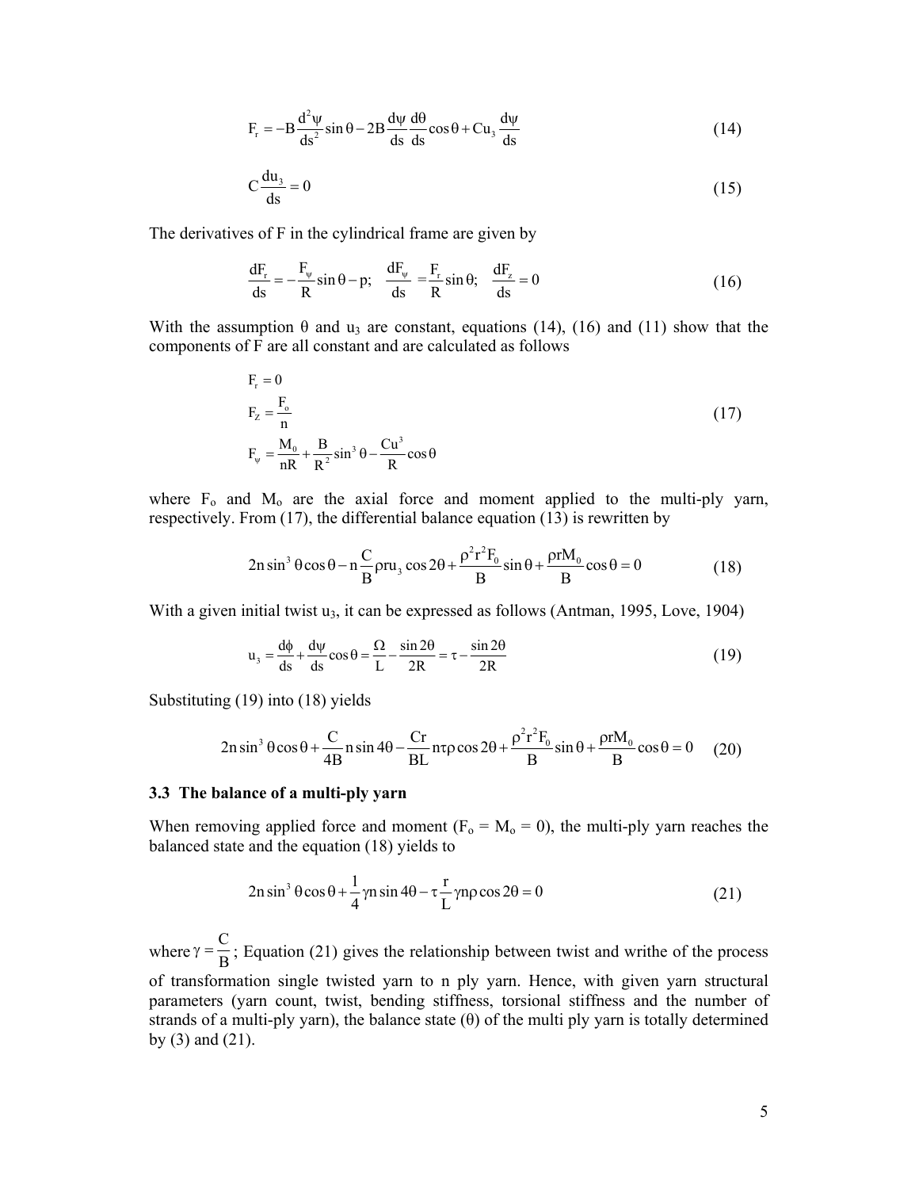$$F_r = -B\frac{d^2\psi}{ds^2}\sin\theta - 2B\frac{d\psi}{ds}\frac{d\theta}{ds}\cos\theta + Cu_3\frac{d\psi}{ds} \tag{14}$$

$$C\frac{du_3}{ds} = 0 \tag{15}$$

The derivatives of F in the cylindrical frame are given by

$$\frac{dF_r}{ds} = -\frac{F_\psi}{R}\sin\theta - p; \quad \frac{dF_\psi}{ds} = \frac{F_r}{R}\sin\theta; \quad \frac{dF_z}{ds} = 0 \tag{16}$$

With the assumption θ and $u_3$ are constant, equations (14), (16) and (11) show that the components of F are all constant and are calculated as follows

$$\begin{aligned} &F_r = 0 \\ &F_Z = \frac{F_o}{n} \\ &F_\psi = \frac{M_0}{nR} + \frac{B}{R^2}\sin^3\theta - \frac{Cu^3}{R}\cos\theta \end{aligned} \tag{17}$$

where $F_o$ and $M_o$ are the axial force and moment applied to the multi-ply yarn, respectively. From (17), the differential balance equation (13) is rewritten by

$$2n\sin^3\theta\cos\theta - n\frac{C}{B}\rho r u_3\cos 2\theta + \frac{\rho^2 r^2 F_0}{B}\sin\theta + \frac{\rho r M_0}{B}\cos\theta = 0 \tag{18}$$

With a given initial twist $u_3$, it can be expressed as follows (Antman, 1995, Love, 1904)

$$u_3 = \frac{d\phi}{ds} + \frac{d\psi}{ds}\cos\theta = \frac{\Omega}{L} - \frac{\sin 2\theta}{2R} = \tau - \frac{\sin 2\theta}{2R} \tag{19}$$

Substituting (19) into (18) yields

$$2n\sin^3\theta\cos\theta + \frac{C}{4B}n\sin 4\theta - \frac{Cr}{BL}n\tau\rho\cos 2\theta + \frac{\rho^2 r^2 F_0}{B}\sin\theta + \frac{\rho r M_0}{B}\cos\theta = 0 \tag{20}$$

### 3.3 The balance of a multi-ply yarn

When removing applied force and moment ($F_o = M_o = 0$), the multi-ply yarn reaches the balanced state and the equation (18) yields to

$$2n\sin^3\theta\cos\theta + \frac{1}{4}\gamma n\sin 4\theta - \tau\frac{r}{L}\gamma n\rho\cos 2\theta = 0 \tag{21}$$

where $\gamma = \frac{C}{B}$; Equation (21) gives the relationship between twist and writhe of the process of transformation single twisted yarn to n ply yarn. Hence, with given yarn structural parameters (yarn count, twist, bending stiffness, torsional stiffness and the number of strands of a multi-ply yarn), the balance state (θ) of the multi ply yarn is totally determined by (3) and (21).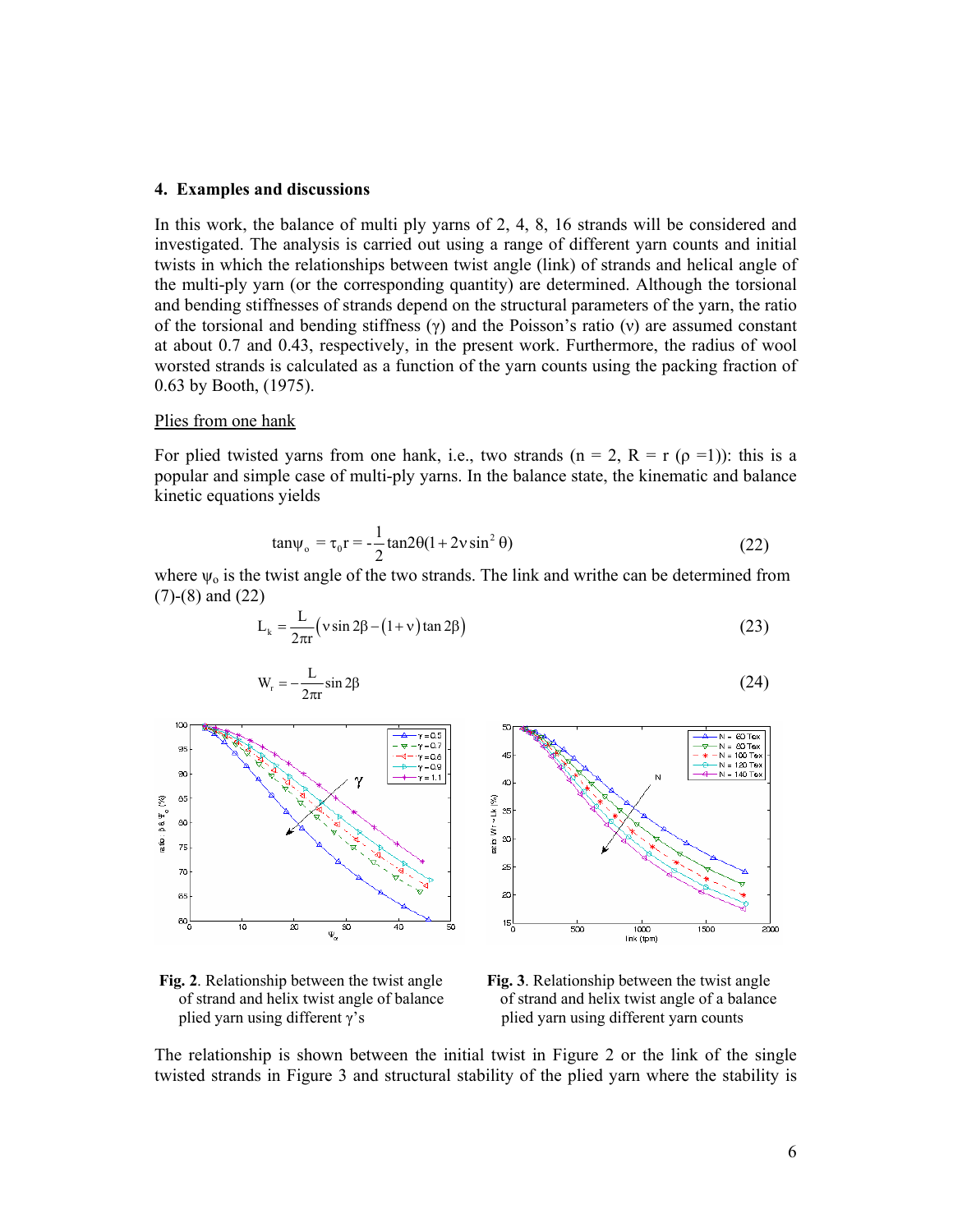## 4. Examples and discussions

In this work, the balance of multi ply yarns of 2, 4, 8, 16 strands will be considered and investigated. The analysis is carried out using a range of different yarn counts and initial twists in which the relationships between twist angle (link) of strands and helical angle of the multi-ply yarn (or the corresponding quantity) are determined. Although the torsional and bending stiffnesses of strands depend on the structural parameters of the yarn, the ratio of the torsional and bending stiffness ($\gamma$) and the Poisson's ratio ($\nu$) are assumed constant at about 0.7 and 0.43, respectively, in the present work. Furthermore, the radius of wool worsted strands is calculated as a function of the yarn counts using the packing fraction of 0.63 by Booth, (1975).

Plies from one hank

For plied twisted yarns from one hank, i.e., two strands ($n = 2$, $R = r$ ($\rho = 1$)): this is a popular and simple case of multi-ply yarns. In the balance state, the kinematic and balance kinetic equations yields

$$\tan\psi_o = \tau_0 r = -\frac{1}{2}\tan 2\theta(1 + 2\nu\sin^2\theta) \tag{22}$$

where $\psi_o$ is the twist angle of the two strands. The link and writhe can be determined from (7)-(8) and (22)

$$L_k = \frac{L}{2\pi r}\left(\nu\sin 2\beta - (1+\nu)\tan 2\beta\right) \tag{23}$$

$$W_r = -\frac{L}{2\pi r}\sin 2\beta \tag{24}$$

**Fig. 2**. Relationship between the twist angle of strand and helix twist angle of balance plied yarn using different $\gamma$'s

**Fig. 3**. Relationship between the twist angle of strand and helix twist angle of a balance plied yarn using different yarn counts

The relationship is shown between the initial twist in Figure 2 or the link of the single twisted strands in Figure 3 and structural stability of the plied yarn where the stability is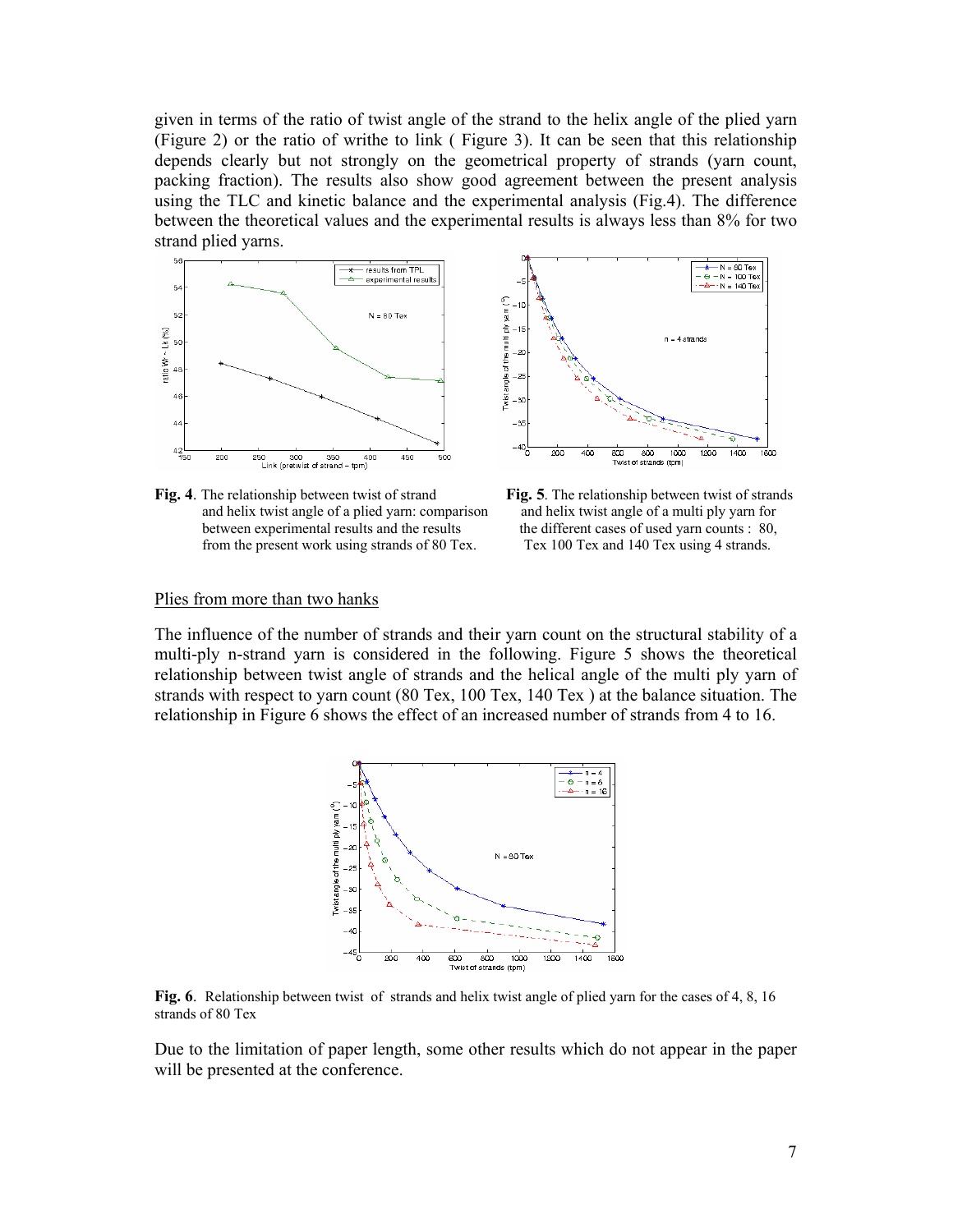given in terms of the ratio of twist angle of the strand to the helix angle of the plied yarn (Figure 2) or the ratio of writhe to link ( Figure 3). It can be seen that this relationship depends clearly but not strongly on the geometrical property of strands (yarn count, packing fraction). The results also show good agreement between the present analysis using the TLC and kinetic balance and the experimental analysis (Fig.4). The difference between the theoretical values and the experimental results is always less than 8% for two strand plied yarns.

**Fig. 4**. The relationship between twist of strand and helix twist angle of a plied yarn: comparison between experimental results and the results from the present work using strands of 80 Tex.

**Fig. 5**. The relationship between twist of strands and helix twist angle of a multi ply yarn for the different cases of used yarn counts : 80, Tex 100 Tex and 140 Tex using 4 strands.

## Plies from more than two hanks

The influence of the number of strands and their yarn count on the structural stability of a multi-ply n-strand yarn is considered in the following. Figure 5 shows the theoretical relationship between twist angle of strands and the helical angle of the multi ply yarn of strands with respect to yarn count (80 Tex, 100 Tex, 140 Tex ) at the balance situation. The relationship in Figure 6 shows the effect of an increased number of strands from 4 to 16.

**Fig. 6**. Relationship between twist of strands and helix twist angle of plied yarn for the cases of 4, 8, 16 strands of 80 Tex

Due to the limitation of paper length, some other results which do not appear in the paper will be presented at the conference.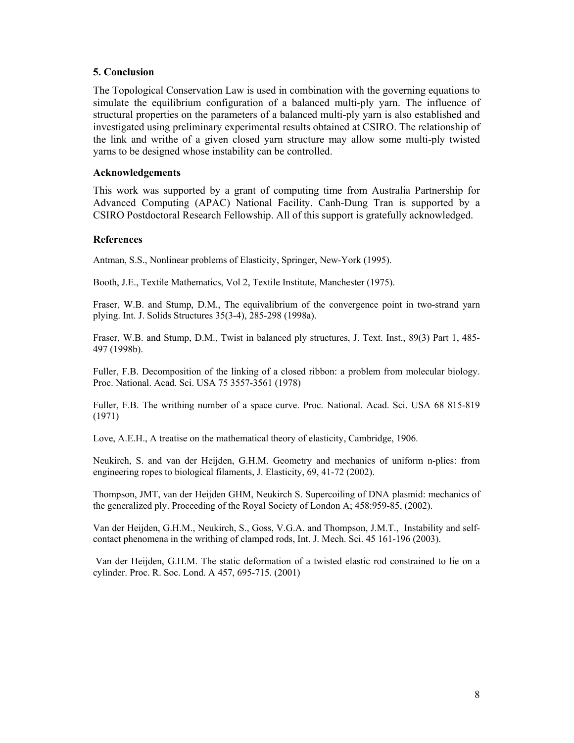## 5. Conclusion

The Topological Conservation Law is used in combination with the governing equations to simulate the equilibrium configuration of a balanced multi-ply yarn. The influence of structural properties on the parameters of a balanced multi-ply yarn is also established and investigated using preliminary experimental results obtained at CSIRO. The relationship of the link and writhe of a given closed yarn structure may allow some multi-ply twisted yarns to be designed whose instability can be controlled.

## Acknowledgements

This work was supported by a grant of computing time from Australia Partnership for Advanced Computing (APAC) National Facility. Canh-Dung Tran is supported by a CSIRO Postdoctoral Research Fellowship. All of this support is gratefully acknowledged.

## References

Antman, S.S., Nonlinear problems of Elasticity, Springer, New-York (1995).

Booth, J.E., Textile Mathematics, Vol 2, Textile Institute, Manchester (1975).

Fraser, W.B. and Stump, D.M., The equivalibrium of the convergence point in two-strand yarn plying. Int. J. Solids Structures 35(3-4), 285-298 (1998a).

Fraser, W.B. and Stump, D.M., Twist in balanced ply structures, J. Text. Inst., 89(3) Part 1, 485-497 (1998b).

Fuller, F.B. Decomposition of the linking of a closed ribbon: a problem from molecular biology. Proc. National. Acad. Sci. USA 75 3557-3561 (1978)

Fuller, F.B. The writhing number of a space curve. Proc. National. Acad. Sci. USA 68 815-819 (1971)

Love, A.E.H., A treatise on the mathematical theory of elasticity, Cambridge, 1906.

Neukirch, S. and van der Heijden, G.H.M. Geometry and mechanics of uniform n-plies: from engineering ropes to biological filaments, J. Elasticity, 69, 41-72 (2002).

Thompson, JMT, van der Heijden GHM, Neukirch S. Supercoiling of DNA plasmid: mechanics of the generalized ply. Proceeding of the Royal Society of London A; 458:959-85, (2002).

Van der Heijden, G.H.M., Neukirch, S., Goss, V.G.A. and Thompson, J.M.T., Instability and self-contact phenomena in the writhing of clamped rods, Int. J. Mech. Sci. 45 161-196 (2003).

Van der Heijden, G.H.M. The static deformation of a twisted elastic rod constrained to lie on a cylinder. Proc. R. Soc. Lond. A 457, 695-715. (2001)